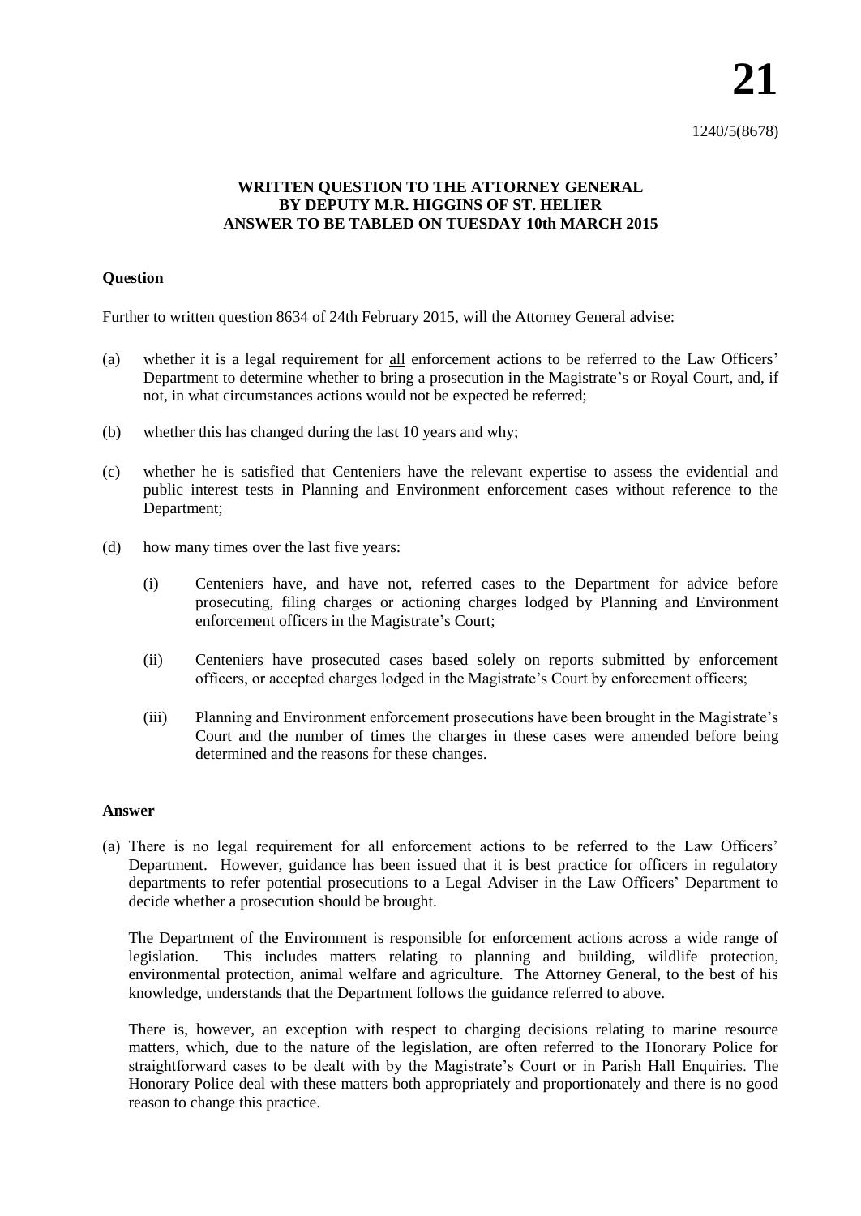# 21

1240/5(8678)

**WRITTEN QUESTION TO THE ATTORNEY GENERAL BY DEPUTY M.R. HIGGINS OF ST. HELIER ANSWER TO BE TABLED ON TUESDAY 10th MARCH 2015**

**Question**

Further to written question 8634 of 24th February 2015, will the Attorney General advise:

(a) whether it is a legal requirement for all enforcement actions to be referred to the Law Officers' Department to determine whether to bring a prosecution in the Magistrate's or Royal Court, and, if not, in what circumstances actions would not be expected be referred;

(b) whether this has changed during the last 10 years and why;

(c) whether he is satisfied that Centeniers have the relevant expertise to assess the evidential and public interest tests in Planning and Environment enforcement cases without reference to the Department;

(d) how many times over the last five years:

  (i) Centeniers have, and have not, referred cases to the Department for advice before prosecuting, filing charges or actioning charges lodged by Planning and Environment enforcement officers in the Magistrate's Court;

  (ii) Centeniers have prosecuted cases based solely on reports submitted by enforcement officers, or accepted charges lodged in the Magistrate's Court by enforcement officers;

  (iii) Planning and Environment enforcement prosecutions have been brought in the Magistrate's Court and the number of times the charges in these cases were amended before being determined and the reasons for these changes.

**Answer**

(a) There is no legal requirement for all enforcement actions to be referred to the Law Officers' Department. However, guidance has been issued that it is best practice for officers in regulatory departments to refer potential prosecutions to a Legal Adviser in the Law Officers' Department to decide whether a prosecution should be brought.

The Department of the Environment is responsible for enforcement actions across a wide range of legislation. This includes matters relating to planning and building, wildlife protection, environmental protection, animal welfare and agriculture. The Attorney General, to the best of his knowledge, understands that the Department follows the guidance referred to above.

There is, however, an exception with respect to charging decisions relating to marine resource matters, which, due to the nature of the legislation, are often referred to the Honorary Police for straightforward cases to be dealt with by the Magistrate's Court or in Parish Hall Enquiries. The Honorary Police deal with these matters both appropriately and proportionately and there is no good reason to change this practice.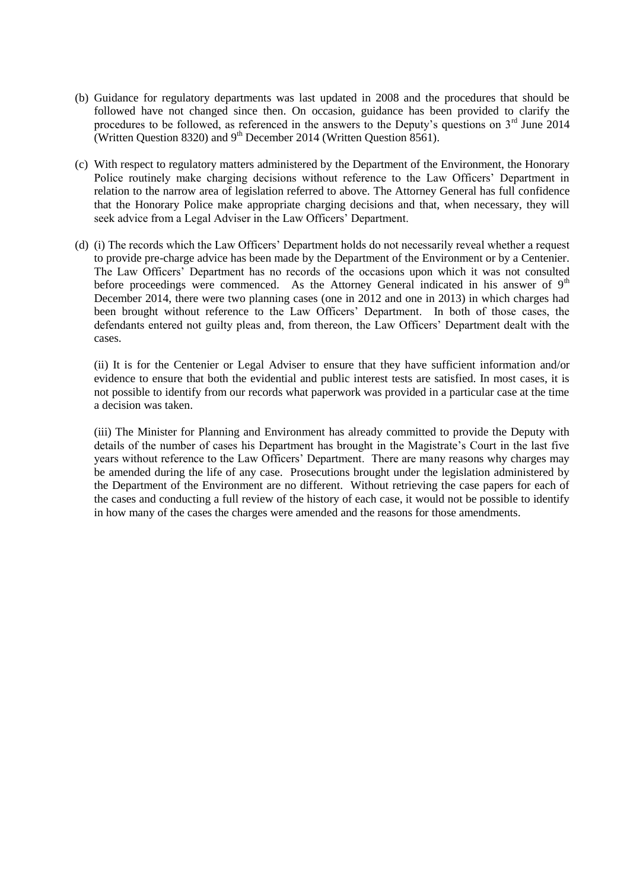(b) Guidance for regulatory departments was last updated in 2008 and the procedures that should be followed have not changed since then. On occasion, guidance has been provided to clarify the procedures to be followed, as referenced in the answers to the Deputy's questions on 3rd June 2014 (Written Question 8320) and 9th December 2014 (Written Question 8561).

(c) With respect to regulatory matters administered by the Department of the Environment, the Honorary Police routinely make charging decisions without reference to the Law Officers' Department in relation to the narrow area of legislation referred to above. The Attorney General has full confidence that the Honorary Police make appropriate charging decisions and that, when necessary, they will seek advice from a Legal Adviser in the Law Officers' Department.

(d) (i) The records which the Law Officers' Department holds do not necessarily reveal whether a request to provide pre-charge advice has been made by the Department of the Environment or by a Centenier. The Law Officers' Department has no records of the occasions upon which it was not consulted before proceedings were commenced. As the Attorney General indicated in his answer of 9th December 2014, there were two planning cases (one in 2012 and one in 2013) in which charges had been brought without reference to the Law Officers' Department. In both of those cases, the defendants entered not guilty pleas and, from thereon, the Law Officers' Department dealt with the cases.

(ii) It is for the Centenier or Legal Adviser to ensure that they have sufficient information and/or evidence to ensure that both the evidential and public interest tests are satisfied. In most cases, it is not possible to identify from our records what paperwork was provided in a particular case at the time a decision was taken.

(iii) The Minister for Planning and Environment has already committed to provide the Deputy with details of the number of cases his Department has brought in the Magistrate's Court in the last five years without reference to the Law Officers' Department. There are many reasons why charges may be amended during the life of any case. Prosecutions brought under the legislation administered by the Department of the Environment are no different. Without retrieving the case papers for each of the cases and conducting a full review of the history of each case, it would not be possible to identify in how many of the cases the charges were amended and the reasons for those amendments.